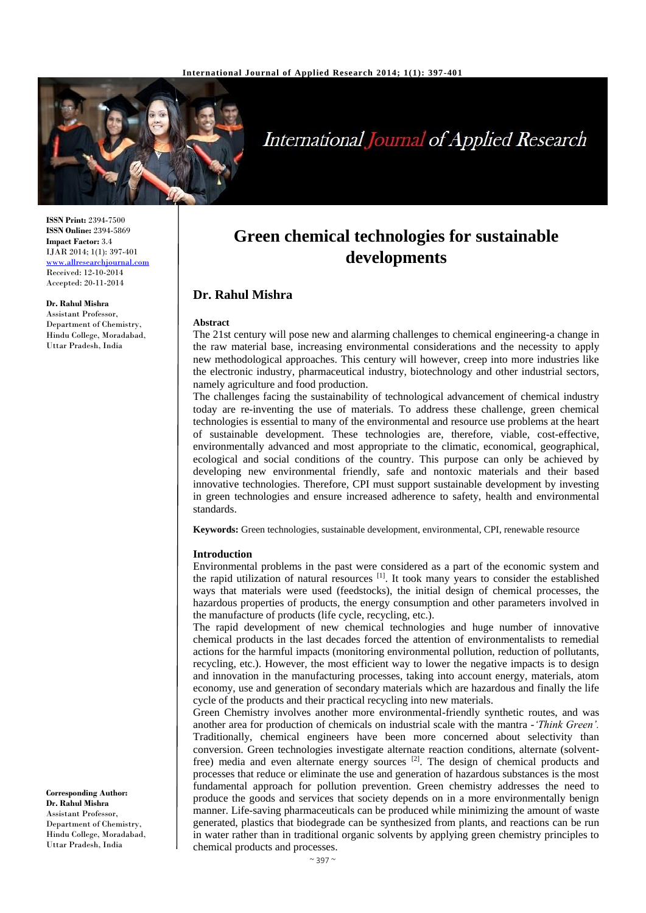# Green chemical technologies for sustainable developments

## Dr. Rahul Mishra

**ISSN Print:** 2394-7500
**ISSN Online:** 2394-5869
**Impact Factor:** 3.4
IJAR 2014; 1(1): 397-401
www.allresearchjournal.com
Received: 12-10-2014
Accepted: 20-11-2014

**Dr. Rahul Mishra**
Assistant Professor,
Department of Chemistry,
Hindu College, Moradabad,
Uttar Pradesh, India

**Corresponding Author:**
**Dr. Rahul Mishra**
Assistant Professor,
Department of Chemistry,
Hindu College, Moradabad,
Uttar Pradesh, India

### Abstract

The 21st century will pose new and alarming challenges to chemical engineering-a change in the raw material base, increasing environmental considerations and the necessity to apply new methodological approaches. This century will however, creep into more industries like the electronic industry, pharmaceutical industry, biotechnology and other industrial sectors, namely agriculture and food production.

The challenges facing the sustainability of technological advancement of chemical industry today are re-inventing the use of materials. To address these challenge, green chemical technologies is essential to many of the environmental and resource use problems at the heart of sustainable development. These technologies are, therefore, viable, cost-effective, environmentally advanced and most appropriate to the climatic, economical, geographical, ecological and social conditions of the country. This purpose can only be achieved by developing new environmental friendly, safe and nontoxic materials and their based innovative technologies. Therefore, CPI must support sustainable development by investing in green technologies and ensure increased adherence to safety, health and environmental standards.

**Keywords:** Green technologies, sustainable development, environmental, CPI, renewable resource

### Introduction

Environmental problems in the past were considered as a part of the economic system and the rapid utilization of natural resources [1]. It took many years to consider the established ways that materials were used (feedstocks), the initial design of chemical processes, the hazardous properties of products, the energy consumption and other parameters involved in the manufacture of products (life cycle, recycling, etc.).

The rapid development of new chemical technologies and huge number of innovative chemical products in the last decades forced the attention of environmentalists to remedial actions for the harmful impacts (monitoring environmental pollution, reduction of pollutants, recycling, etc.). However, the most efficient way to lower the negative impacts is to design and innovation in the manufacturing processes, taking into account energy, materials, atom economy, use and generation of secondary materials which are hazardous and finally the life cycle of the products and their practical recycling into new materials.

Green Chemistry involves another more environmental-friendly synthetic routes, and was another area for production of chemicals on industrial scale with the mantra -*'Think Green'.* Traditionally, chemical engineers have been more concerned about selectivity than conversion. Green technologies investigate alternate reaction conditions, alternate (solvent-free) media and even alternate energy sources [2]. The design of chemical products and processes that reduce or eliminate the use and generation of hazardous substances is the most fundamental approach for pollution prevention. Green chemistry addresses the need to produce the goods and services that society depends on in a more environmentally benign manner. Life-saving pharmaceuticals can be produced while minimizing the amount of waste generated, plastics that biodegrade can be synthesized from plants, and reactions can be run in water rather than in traditional organic solvents by applying green chemistry principles to chemical products and processes.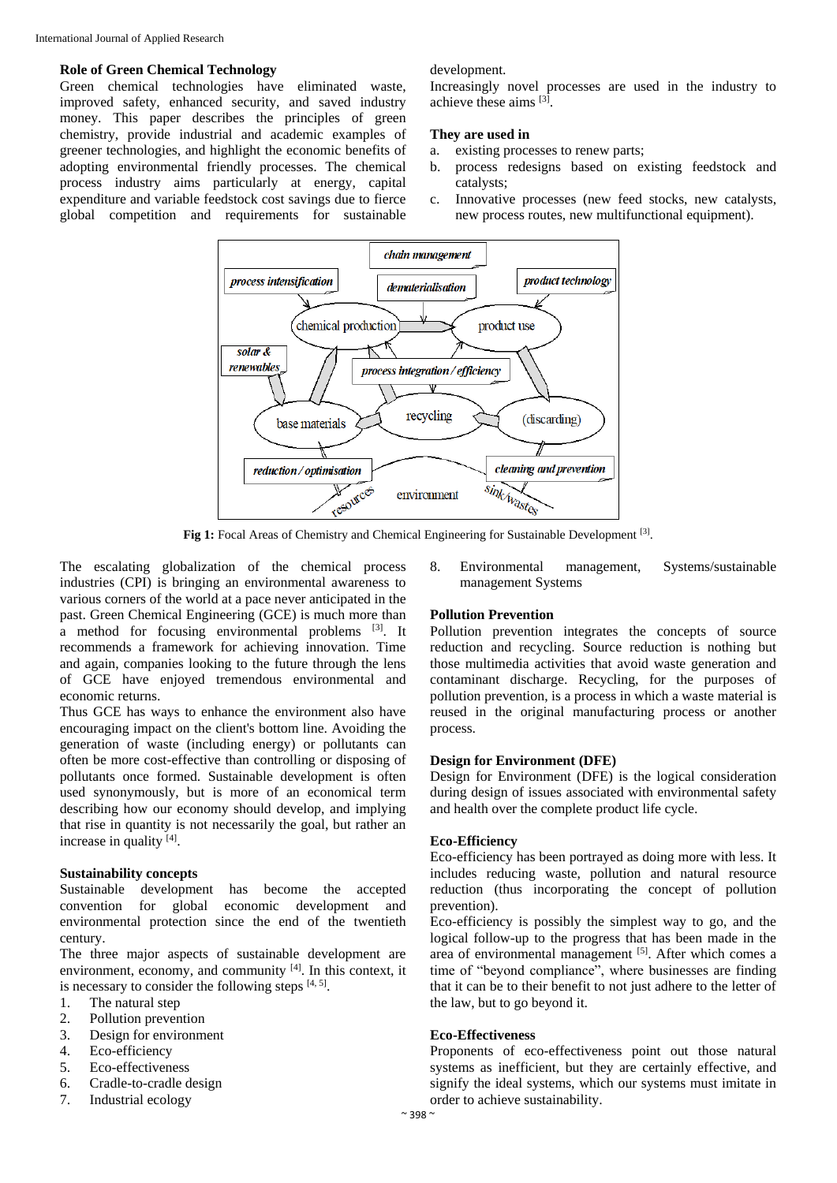### Role of Green Chemical Technology

Green chemical technologies have eliminated waste, improved safety, enhanced security, and saved industry money. This paper describes the principles of green chemistry, provide industrial and academic examples of greener technologies, and highlight the economic benefits of adopting environmental friendly processes. The chemical process industry aims particularly at energy, capital expenditure and variable feedstock cost savings due to fierce global competition and requirements for sustainable development.

Increasingly novel processes are used in the industry to achieve these aims [3].

**They are used in**

a. existing processes to renew parts;
b. process redesigns based on existing feedstock and catalysts;
c. Innovative processes (new feed stocks, new catalysts, new process routes, new multifunctional equipment).

**Fig 1:** Focal Areas of Chemistry and Chemical Engineering for Sustainable Development [3].

The escalating globalization of the chemical process industries (CPI) is bringing an environmental awareness to various corners of the world at a pace never anticipated in the past. Green Chemical Engineering (GCE) is much more than a method for focusing environmental problems [3]. It recommends a framework for achieving innovation. Time and again, companies looking to the future through the lens of GCE have enjoyed tremendous environmental and economic returns.

Thus GCE has ways to enhance the environment also have encouraging impact on the client's bottom line. Avoiding the generation of waste (including energy) or pollutants can often be more cost-effective than controlling or disposing of pollutants once formed. Sustainable development is often used synonymously, but is more of an economical term describing how our economy should develop, and implying that rise in quantity is not necessarily the goal, but rather an increase in quality [4].

### Sustainability concepts

Sustainable development has become the accepted convention for global economic development and environmental protection since the end of the twentieth century.

The three major aspects of sustainable development are environment, economy, and community [4]. In this context, it is necessary to consider the following steps [4, 5].

1. The natural step
2. Pollution prevention
3. Design for environment
4. Eco-efficiency
5. Eco-effectiveness
6. Cradle-to-cradle design
7. Industrial ecology
8. Environmental management, Systems/sustainable management Systems

### Pollution Prevention

Pollution prevention integrates the concepts of source reduction and recycling. Source reduction is nothing but those multimedia activities that avoid waste generation and contaminant discharge. Recycling, for the purposes of pollution prevention, is a process in which a waste material is reused in the original manufacturing process or another process.

### Design for Environment (DFE)

Design for Environment (DFE) is the logical consideration during design of issues associated with environmental safety and health over the complete product life cycle.

### Eco-Efficiency

Eco-efficiency has been portrayed as doing more with less. It includes reducing waste, pollution and natural resource reduction (thus incorporating the concept of pollution prevention).

Eco-efficiency is possibly the simplest way to go, and the logical follow-up to the progress that has been made in the area of environmental management [5]. After which comes a time of "beyond compliance", where businesses are finding that it can be to their benefit to not just adhere to the letter of the law, but to go beyond it.

### Eco-Effectiveness

Proponents of eco-effectiveness point out those natural systems as inefficient, but they are certainly effective, and signify the ideal systems, which our systems must imitate in order to achieve sustainability.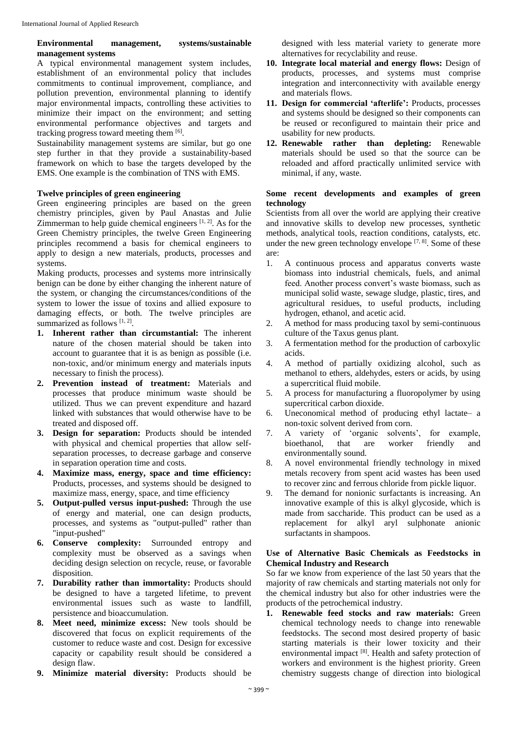**Environmental management, systems/sustainable management systems**

A typical environmental management system includes, establishment of an environmental policy that includes commitments to continual improvement, compliance, and pollution prevention, environmental planning to identify major environmental impacts, controlling these activities to minimize their impact on the environment; and setting environmental performance objectives and targets and tracking progress toward meeting them [6].

Sustainability management systems are similar, but go one step further in that they provide a sustainability-based framework on which to base the targets developed by the EMS. One example is the combination of TNS with EMS.

**Twelve principles of green engineering**

Green engineering principles are based on the green chemistry principles, given by Paul Anastas and Julie Zimmerman to help guide chemical engineers [1, 2]. As for the Green Chemistry principles, the twelve Green Engineering principles recommend a basis for chemical engineers to apply to design a new materials, products, processes and systems.

Making products, processes and systems more intrinsically benign can be done by either changing the inherent nature of the system, or changing the circumstances/conditions of the system to lower the issue of toxins and allied exposure to damaging effects, or both. The twelve principles are summarized as follows [1, 2].

1. **Inherent rather than circumstantial:** The inherent nature of the chosen material should be taken into account to guarantee that it is as benign as possible (i.e. non-toxic, and/or minimum energy and materials inputs necessary to finish the process).
2. **Prevention instead of treatment:** Materials and processes that produce minimum waste should be utilized. Thus we can prevent expenditure and hazard linked with substances that would otherwise have to be treated and disposed off.
3. **Design for separation:** Products should be intended with physical and chemical properties that allow self-separation processes, to decrease garbage and conserve in separation operation time and costs.
4. **Maximize mass, energy, space and time efficiency:** Products, processes, and systems should be designed to maximize mass, energy, space, and time efficiency
5. **Output-pulled versus input-pushed:** Through the use of energy and material, one can design products, processes, and systems as "output-pulled" rather than "input-pushed"
6. **Conserve complexity:** Surrounded entropy and complexity must be observed as a savings when deciding design selection on recycle, reuse, or favorable disposition.
7. **Durability rather than immortality:** Products should be designed to have a targeted lifetime, to prevent environmental issues such as waste to landfill, persistence and bioaccumulation.
8. **Meet need, minimize excess:** New tools should be discovered that focus on explicit requirements of the customer to reduce waste and cost. Design for excessive capacity or capability result should be considered a design flaw.
9. **Minimize material diversity:** Products should be designed with less material variety to generate more alternatives for recyclability and reuse.
10. **Integrate local material and energy flows:** Design of products, processes, and systems must comprise integration and interconnectivity with available energy and materials flows.
11. **Design for commercial 'afterlife':** Products, processes and systems should be designed so their components can be reused or reconfigured to maintain their price and usability for new products.
12. **Renewable rather than depleting:** Renewable materials should be used so that the source can be reloaded and afford practically unlimited service with minimal, if any, waste.

**Some recent developments and examples of green technology**

Scientists from all over the world are applying their creative and innovative skills to develop new processes, synthetic methods, analytical tools, reaction conditions, catalysts, etc. under the new green technology envelope [7, 8]. Some of these are:

1. A continuous process and apparatus converts waste biomass into industrial chemicals, fuels, and animal feed. Another process convert's waste biomass, such as municipal solid waste, sewage sludge, plastic, tires, and agricultural residues, to useful products, including hydrogen, ethanol, and acetic acid.
2. A method for mass producing taxol by semi-continuous culture of the Taxus genus plant.
3. A fermentation method for the production of carboxylic acids.
4. A method of partially oxidizing alcohol, such as methanol to ethers, aldehydes, esters or acids, by using a supercritical fluid mobile.
5. A process for manufacturing a fluoropolymer by using supercritical carbon dioxide.
6. Uneconomical method of producing ethyl lactate– a non-toxic solvent derived from corn.
7. A variety of 'organic solvents', for example, bioethanol, that are worker friendly and environmentally sound.
8. A novel environmental friendly technology in mixed metals recovery from spent acid wastes has been used to recover zinc and ferrous chloride from pickle liquor.
9. The demand for nonionic surfactants is increasing. An innovative example of this is alkyl glycoside, which is made from saccharide. This product can be used as a replacement for alkyl aryl sulphonate anionic surfactants in shampoos.

**Use of Alternative Basic Chemicals as Feedstocks in Chemical Industry and Research**

So far we know from experience of the last 50 years that the majority of raw chemicals and starting materials not only for the chemical industry but also for other industries were the products of the petrochemical industry.

1. **Renewable feed stocks and raw materials:** Green chemical technology needs to change into renewable feedstocks. The second most desired property of basic starting materials is their lower toxicity and their environmental impact [8]. Health and safety protection of workers and environment is the highest priority. Green chemistry suggests change of direction into biological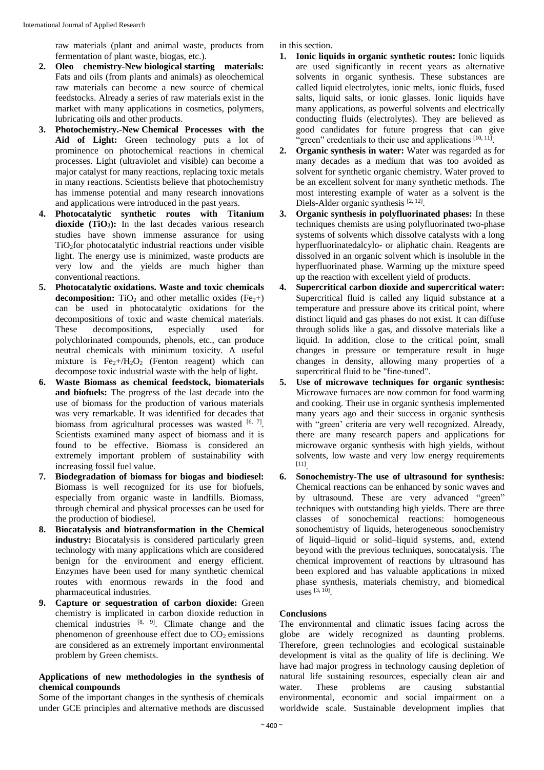raw materials (plant and animal waste, products from fermentation of plant waste, biogas, etc.).

2. **Oleo chemistry-New biological starting materials:** Fats and oils (from plants and animals) as oleochemical raw materials can become a new source of chemical feedstocks. Already a series of raw materials exist in the market with many applications in cosmetics, polymers, lubricating oils and other products.
3. **Photochemistry.-New Chemical Processes with the Aid of Light:** Green technology puts a lot of prominence on photochemical reactions in chemical processes. Light (ultraviolet and visible) can become a major catalyst for many reactions, replacing toxic metals in many reactions. Scientists believe that photochemistry has immense potential and many research innovations and applications were introduced in the past years.
4. **Photocatalytic synthetic routes with Titanium dioxide ($TiO_2$):** In the last decades various research studies have shown immense assurance for using $TiO_2$for photocatalytic industrial reactions under visible light. The energy use is minimized, waste products are very low and the yields are much higher than conventional reactions.
5. **Photocatalytic oxidations. Waste and toxic chemicals decomposition:** $TiO_2$ and other metallic oxides ($Fe_2$+) can be used in photocatalytic oxidations for the decompositions of toxic and waste chemical materials. These decompositions, especially used for polychlorinated compounds, phenols, etc., can produce neutral chemicals with minimum toxicity. A useful mixture is $Fe_2$+/$H_2O_2$ (Fenton reagent) which can decompose toxic industrial waste with the help of light.
6. **Waste Biomass as chemical feedstock, biomaterials and biofuels:** The progress of the last decade into the use of biomass for the production of various materials was very remarkable. It was identified for decades that biomass from agricultural processes was wasted [6, 7]. Scientists examined many aspect of biomass and it is found to be effective. Biomass is considered an extremely important problem of sustainability with increasing fossil fuel value.
7. **Biodegradation of biomass for biogas and biodiesel:** Biomass is well recognized for its use for biofuels, especially from organic waste in landfills. Biomass, through chemical and physical processes can be used for the production of biodiesel.
8. **Biocatalysis and biotransformation in the Chemical industry:** Biocatalysis is considered particularly green technology with many applications which are considered benign for the environment and energy efficient. Enzymes have been used for many synthetic chemical routes with enormous rewards in the food and pharmaceutical industries.
9. **Capture or sequestration of carbon dioxide:** Green chemistry is implicated in carbon dioxide reduction in chemical industries [8, 9]. Climate change and the phenomenon of greenhouse effect due to $CO_2$ emissions are considered as an extremely important environmental problem by Green chemists.

## Applications of new methodologies in the synthesis of chemical compounds

Some of the important changes in the synthesis of chemicals under GCE principles and alternative methods are discussed in this section.

1. **Ionic liquids in organic synthetic routes:** Ionic liquids are used significantly in recent years as alternative solvents in organic synthesis. These substances are called liquid electrolytes, ionic melts, ionic fluids, fused salts, liquid salts, or ionic glasses. Ionic liquids have many applications, as powerful solvents and electrically conducting fluids (electrolytes). They are believed as good candidates for future progress that can give "green" credentials to their use and applications [10, 11].
2. **Organic synthesis in water:** Water was regarded as for many decades as a medium that was too avoided as solvent for synthetic organic chemistry. Water proved to be an excellent solvent for many synthetic methods. The most interesting example of water as a solvent is the Diels-Alder organic synthesis [2, 12].
3. **Organic synthesis in polyfluorinated phases:** In these techniques chemists are using polyfluorinated two-phase systems of solvents which dissolve catalysts with a long hyperfluorinatedalcylo- or aliphatic chain. Reagents are dissolved in an organic solvent which is insoluble in the hyperfluorinated phase. Warming up the mixture speed up the reaction with excellent yield of products.
4. **Supercritical carbon dioxide and supercritical water:** Supercritical fluid is called any liquid substance at a temperature and pressure above its critical point, where distinct liquid and gas phases do not exist. It can diffuse through solids like a gas, and dissolve materials like a liquid. In addition, close to the critical point, small changes in pressure or temperature result in huge changes in density, allowing many properties of a supercritical fluid to be "fine-tuned".
5. **Use of microwave techniques for organic synthesis:** Microwave furnaces are now common for food warming and cooking. Their use in organic synthesis implemented many years ago and their success in organic synthesis with "green' criteria are very well recognized. Already, there are many research papers and applications for microwave organic synthesis with high yields, without solvents, low waste and very low energy requirements [11].
6. **Sonochemistry-The use of ultrasound for synthesis:** Chemical reactions can be enhanced by sonic waves and by ultrasound. These are very advanced "green" techniques with outstanding high yields. There are three classes of sonochemical reactions: homogeneous sonochemistry of liquids, heterogeneous sonochemistry of liquid–liquid or solid–liquid systems, and, extend beyond with the previous techniques, sonocatalysis. The chemical improvement of reactions by ultrasound has been explored and has valuable applications in mixed phase synthesis, materials chemistry, and biomedical uses [3, 10].

## Conclusions

The environmental and climatic issues facing across the globe are widely recognized as daunting problems. Therefore, green technologies and ecological sustainable development is vital as the quality of life is declining. We have had major progress in technology causing depletion of natural life sustaining resources, especially clean air and water. These problems are causing substantial environmental, economic and social impairment on a worldwide scale. Sustainable development implies that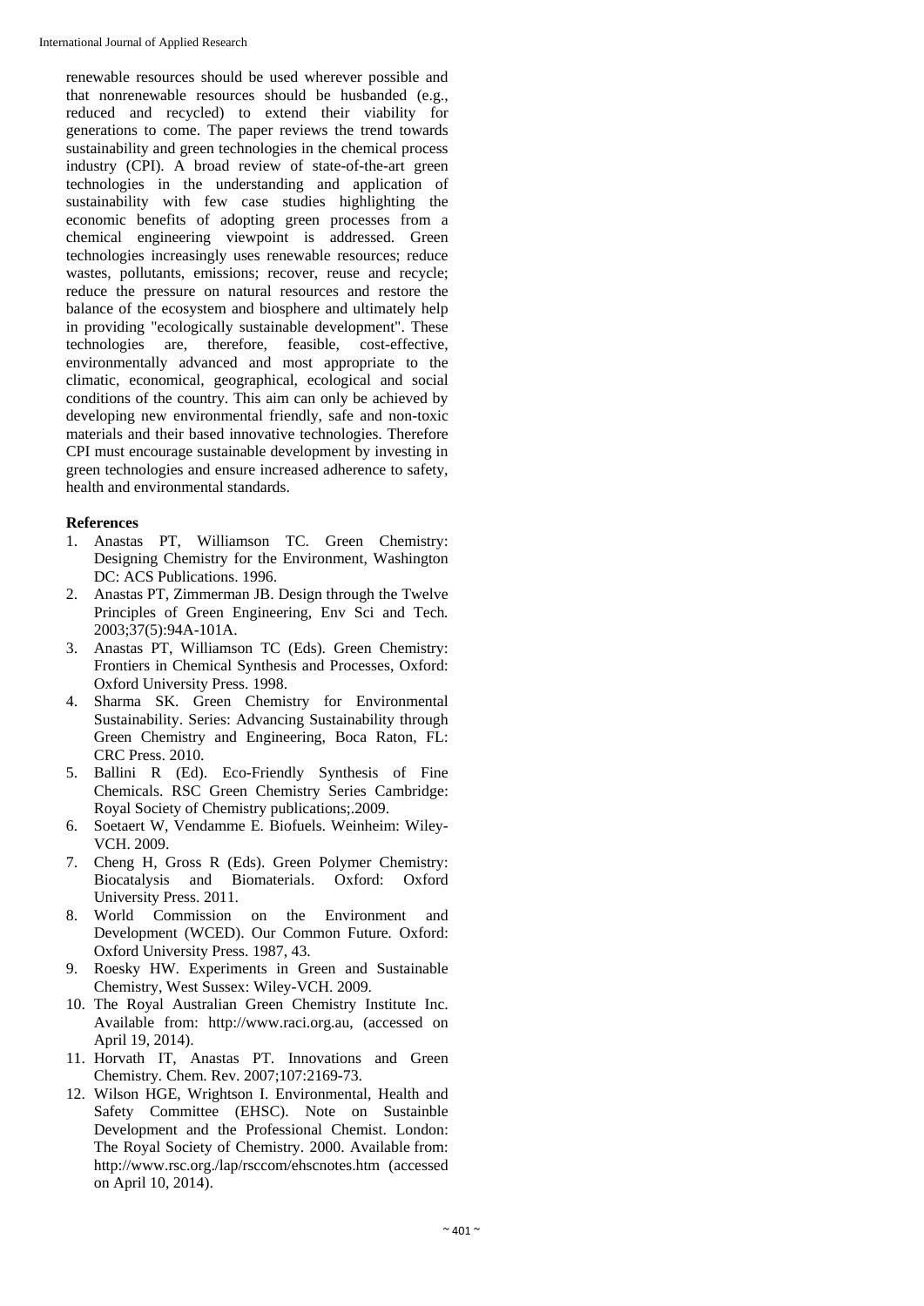renewable resources should be used wherever possible and that nonrenewable resources should be husbanded (e.g., reduced and recycled) to extend their viability for generations to come. The paper reviews the trend towards sustainability and green technologies in the chemical process industry (CPI). A broad review of state-of-the-art green technologies in the understanding and application of sustainability with few case studies highlighting the economic benefits of adopting green processes from a chemical engineering viewpoint is addressed. Green technologies increasingly uses renewable resources; reduce wastes, pollutants, emissions; recover, reuse and recycle; reduce the pressure on natural resources and restore the balance of the ecosystem and biosphere and ultimately help in providing "ecologically sustainable development". These technologies are, therefore, feasible, cost-effective, environmentally advanced and most appropriate to the climatic, economical, geographical, ecological and social conditions of the country. This aim can only be achieved by developing new environmental friendly, safe and non-toxic materials and their based innovative technologies. Therefore CPI must encourage sustainable development by investing in green technologies and ensure increased adherence to safety, health and environmental standards.

**References**

1. Anastas PT, Williamson TC. Green Chemistry: Designing Chemistry for the Environment, Washington DC: ACS Publications. 1996.
2. Anastas PT, Zimmerman JB. Design through the Twelve Principles of Green Engineering, Env Sci and Tech. 2003;37(5):94A-101A.
3. Anastas PT, Williamson TC (Eds). Green Chemistry: Frontiers in Chemical Synthesis and Processes, Oxford: Oxford University Press. 1998.
4. Sharma SK. Green Chemistry for Environmental Sustainability. Series: Advancing Sustainability through Green Chemistry and Engineering, Boca Raton, FL: CRC Press. 2010.
5. Ballini R (Ed). Eco-Friendly Synthesis of Fine Chemicals. RSC Green Chemistry Series Cambridge: Royal Society of Chemistry publications;.2009.
6. Soetaert W, Vendamme E. Biofuels. Weinheim: Wiley-VCH. 2009.
7. Cheng H, Gross R (Eds). Green Polymer Chemistry: Biocatalysis and Biomaterials. Oxford: Oxford University Press. 2011.
8. World Commission on the Environment and Development (WCED). Our Common Future. Oxford: Oxford University Press. 1987, 43.
9. Roesky HW. Experiments in Green and Sustainable Chemistry, West Sussex: Wiley-VCH. 2009.
10. The Royal Australian Green Chemistry Institute Inc. Available from: http://www.raci.org.au, (accessed on April 19, 2014).
11. Horvath IT, Anastas PT. Innovations and Green Chemistry. Chem. Rev. 2007;107:2169-73.
12. Wilson HGE, Wrightson I. Environmental, Health and Safety Committee (EHSC). Note on Sustainble Development and the Professional Chemist. London: The Royal Society of Chemistry. 2000. Available from: http://www.rsc.org./lap/rsccom/ehscnotes.htm (accessed on April 10, 2014).